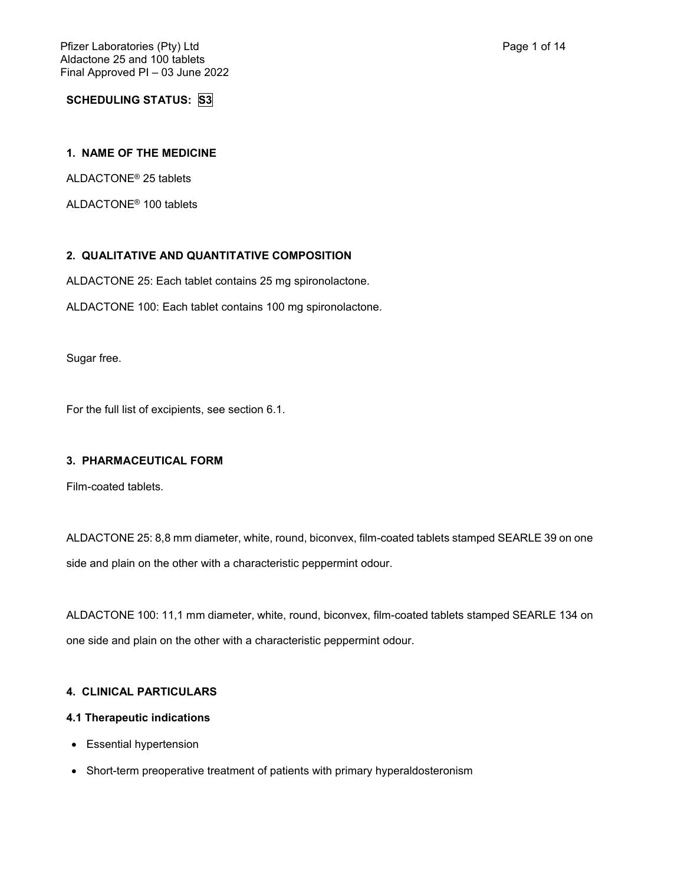**SCHEDULING STATUS: S3**

## 1. NAME OF THE MEDICINE

ALDACTONE® 25 tablets

ALDACTONE® 100 tablets

## 2. QUALITATIVE AND QUANTITATIVE COMPOSITION

ALDACTONE 25: Each tablet contains 25 mg spironolactone.

ALDACTONE 100: Each tablet contains 100 mg spironolactone.

Sugar free.

For the full list of excipients, see section 6.1.

## 3. PHARMACEUTICAL FORM

Film-coated tablets.

ALDACTONE 25: 8,8 mm diameter, white, round, biconvex, film-coated tablets stamped SEARLE 39 on one side and plain on the other with a characteristic peppermint odour.

ALDACTONE 100: 11,1 mm diameter, white, round, biconvex, film-coated tablets stamped SEARLE 134 on one side and plain on the other with a characteristic peppermint odour.

## 4. CLINICAL PARTICULARS

### 4.1 Therapeutic indications

- Essential hypertension
- Short-term preoperative treatment of patients with primary hyperaldosteronism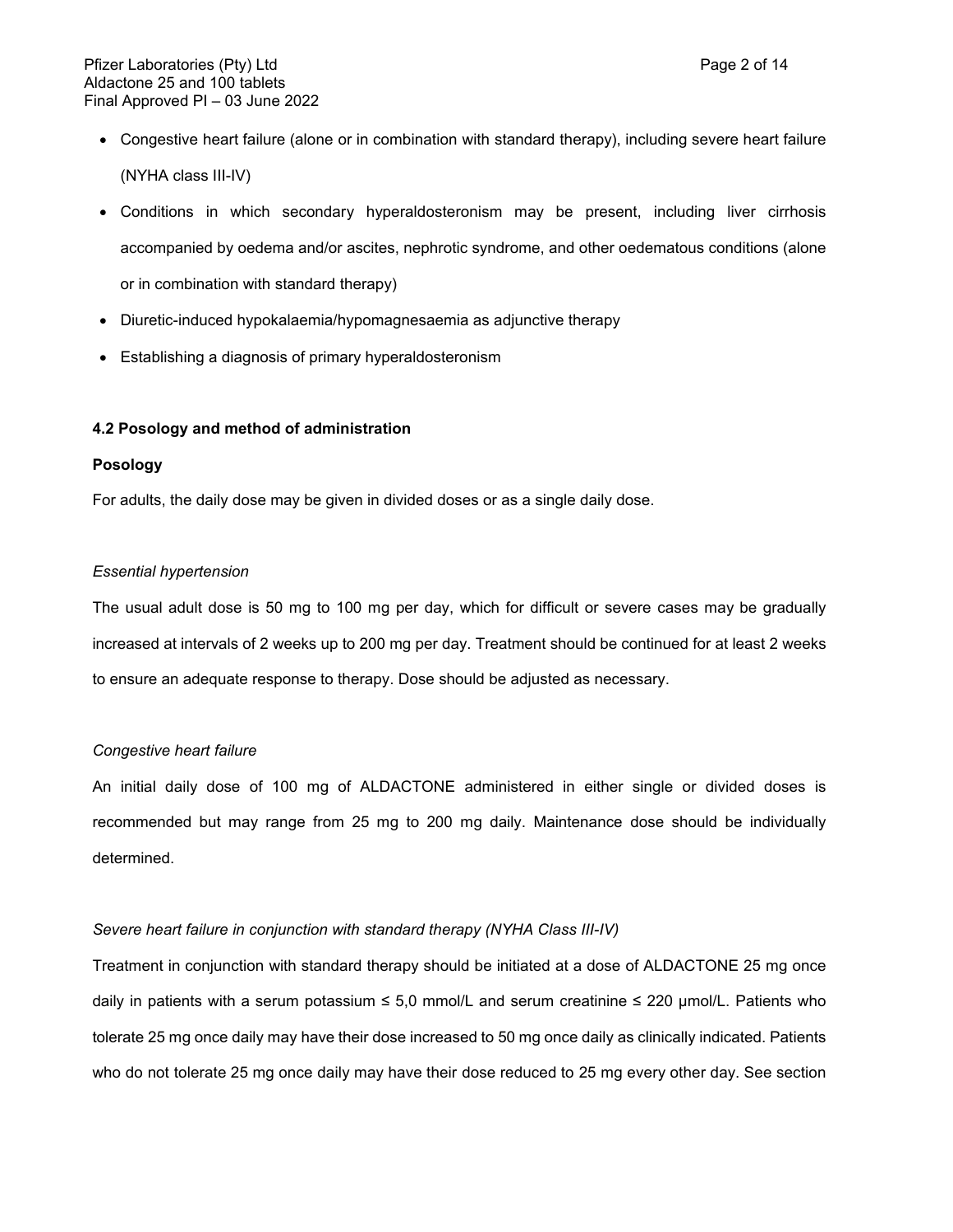- Congestive heart failure (alone or in combination with standard therapy), including severe heart failure (NYHA class III-IV)
- Conditions in which secondary hyperaldosteronism may be present, including liver cirrhosis accompanied by oedema and/or ascites, nephrotic syndrome, and other oedematous conditions (alone or in combination with standard therapy)
- Diuretic-induced hypokalaemia/hypomagnesaemia as adjunctive therapy
- Establishing a diagnosis of primary hyperaldosteronism

**4.2 Posology and method of administration**

**Posology**

For adults, the daily dose may be given in divided doses or as a single daily dose.

*Essential hypertension*

The usual adult dose is 50 mg to 100 mg per day, which for difficult or severe cases may be gradually increased at intervals of 2 weeks up to 200 mg per day. Treatment should be continued for at least 2 weeks to ensure an adequate response to therapy. Dose should be adjusted as necessary.

*Congestive heart failure*

An initial daily dose of 100 mg of ALDACTONE administered in either single or divided doses is recommended but may range from 25 mg to 200 mg daily. Maintenance dose should be individually determined.

*Severe heart failure in conjunction with standard therapy (NYHA Class III-IV)*

Treatment in conjunction with standard therapy should be initiated at a dose of ALDACTONE 25 mg once daily in patients with a serum potassium ≤ 5,0 mmol/L and serum creatinine ≤ 220 μmol/L. Patients who tolerate 25 mg once daily may have their dose increased to 50 mg once daily as clinically indicated. Patients who do not tolerate 25 mg once daily may have their dose reduced to 25 mg every other day. See section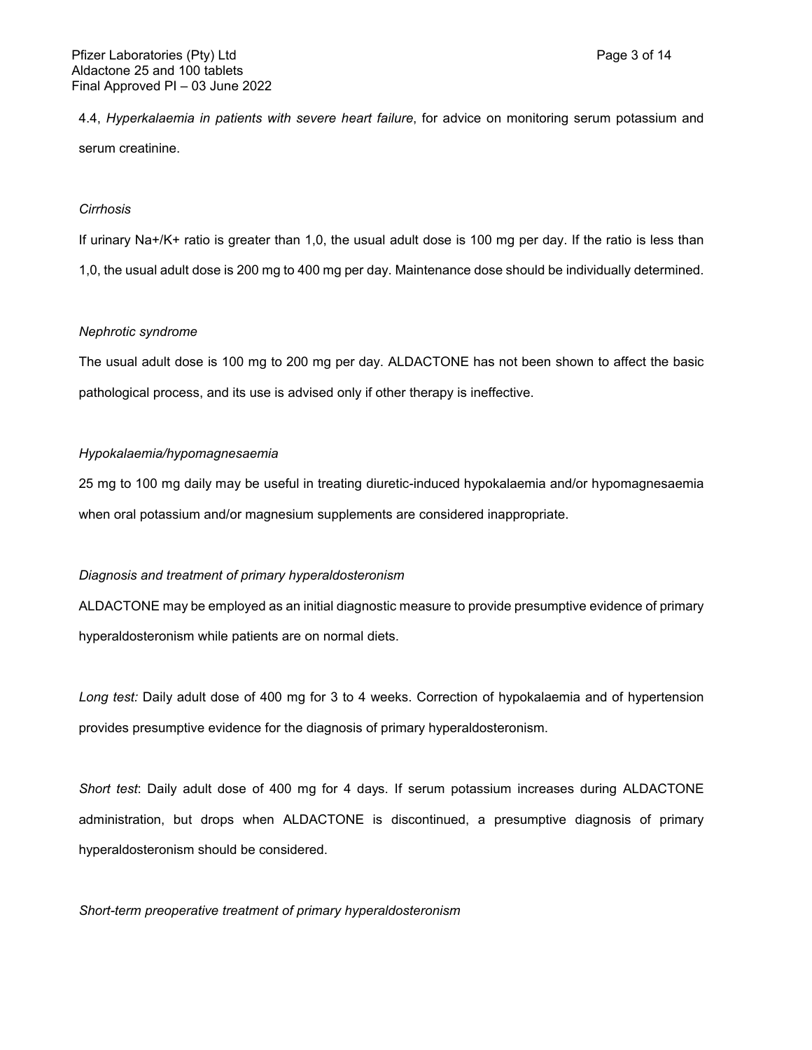4.4, *Hyperkalaemia in patients with severe heart failure*, for advice on monitoring serum potassium and serum creatinine.

*Cirrhosis*

If urinary $Na^+/K^+$ ratio is greater than 1,0, the usual adult dose is 100 mg per day. If the ratio is less than 1,0, the usual adult dose is 200 mg to 400 mg per day. Maintenance dose should be individually determined.

*Nephrotic syndrome*

The usual adult dose is 100 mg to 200 mg per day. ALDACTONE has not been shown to affect the basic pathological process, and its use is advised only if other therapy is ineffective.

*Hypokalaemia/hypomagnesaemia*

25 mg to 100 mg daily may be useful in treating diuretic-induced hypokalaemia and/or hypomagnesaemia when oral potassium and/or magnesium supplements are considered inappropriate.

*Diagnosis and treatment of primary hyperaldosteronism*

ALDACTONE may be employed as an initial diagnostic measure to provide presumptive evidence of primary hyperaldosteronism while patients are on normal diets.

*Long test:* Daily adult dose of 400 mg for 3 to 4 weeks. Correction of hypokalaemia and of hypertension provides presumptive evidence for the diagnosis of primary hyperaldosteronism.

*Short test*: Daily adult dose of 400 mg for 4 days. If serum potassium increases during ALDACTONE administration, but drops when ALDACTONE is discontinued, a presumptive diagnosis of primary hyperaldosteronism should be considered.

*Short-term preoperative treatment of primary hyperaldosteronism*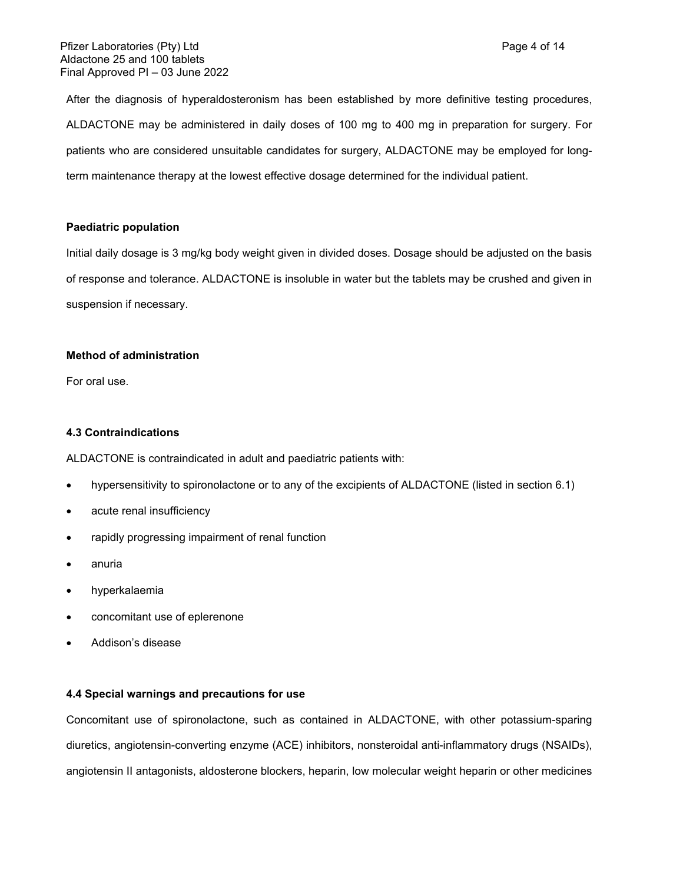After the diagnosis of hyperaldosteronism has been established by more definitive testing procedures, ALDACTONE may be administered in daily doses of 100 mg to 400 mg in preparation for surgery. For patients who are considered unsuitable candidates for surgery, ALDACTONE may be employed for long-term maintenance therapy at the lowest effective dosage determined for the individual patient.

**Paediatric population**

Initial daily dosage is 3 mg/kg body weight given in divided doses. Dosage should be adjusted on the basis of response and tolerance. ALDACTONE is insoluble in water but the tablets may be crushed and given in suspension if necessary.

**Method of administration**

For oral use.

### 4.3 Contraindications

ALDACTONE is contraindicated in adult and paediatric patients with:

- hypersensitivity to spironolactone or to any of the excipients of ALDACTONE (listed in section 6.1)
- acute renal insufficiency
- rapidly progressing impairment of renal function
- anuria
- hyperkalaemia
- concomitant use of eplerenone
- Addison's disease

### 4.4 Special warnings and precautions for use

Concomitant use of spironolactone, such as contained in ALDACTONE, with other potassium-sparing diuretics, angiotensin-converting enzyme (ACE) inhibitors, nonsteroidal anti-inflammatory drugs (NSAIDs), angiotensin II antagonists, aldosterone blockers, heparin, low molecular weight heparin or other medicines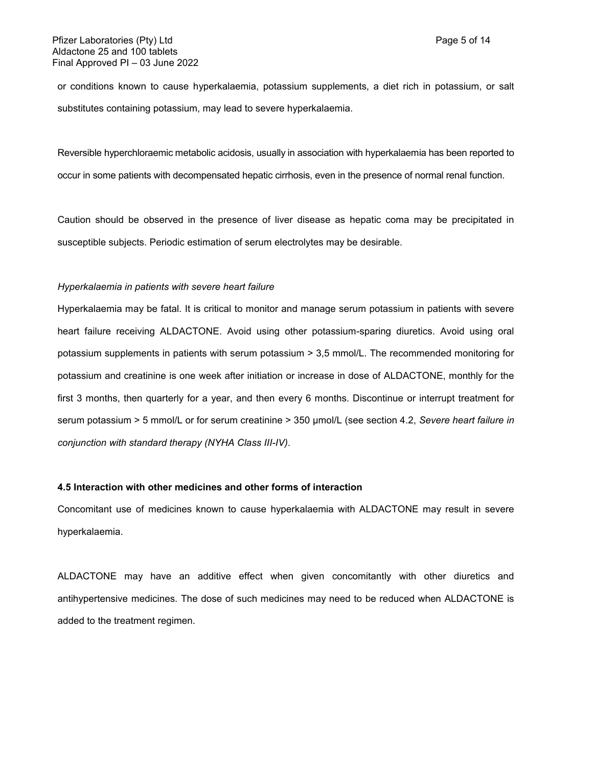or conditions known to cause hyperkalaemia, potassium supplements, a diet rich in potassium, or salt substitutes containing potassium, may lead to severe hyperkalaemia.

Reversible hyperchloraemic metabolic acidosis, usually in association with hyperkalaemia has been reported to occur in some patients with decompensated hepatic cirrhosis, even in the presence of normal renal function.

Caution should be observed in the presence of liver disease as hepatic coma may be precipitated in susceptible subjects. Periodic estimation of serum electrolytes may be desirable.

*Hyperkalaemia in patients with severe heart failure*

Hyperkalaemia may be fatal. It is critical to monitor and manage serum potassium in patients with severe heart failure receiving ALDACTONE. Avoid using other potassium-sparing diuretics. Avoid using oral potassium supplements in patients with serum potassium > 3,5 mmol/L. The recommended monitoring for potassium and creatinine is one week after initiation or increase in dose of ALDACTONE, monthly for the first 3 months, then quarterly for a year, and then every 6 months. Discontinue or interrupt treatment for serum potassium > 5 mmol/L or for serum creatinine > 350 µmol/L (see section 4.2, *Severe heart failure in conjunction with standard therapy (NYHA Class III-IV)*.

**4.5 Interaction with other medicines and other forms of interaction**

Concomitant use of medicines known to cause hyperkalaemia with ALDACTONE may result in severe hyperkalaemia.

ALDACTONE may have an additive effect when given concomitantly with other diuretics and antihypertensive medicines. The dose of such medicines may need to be reduced when ALDACTONE is added to the treatment regimen.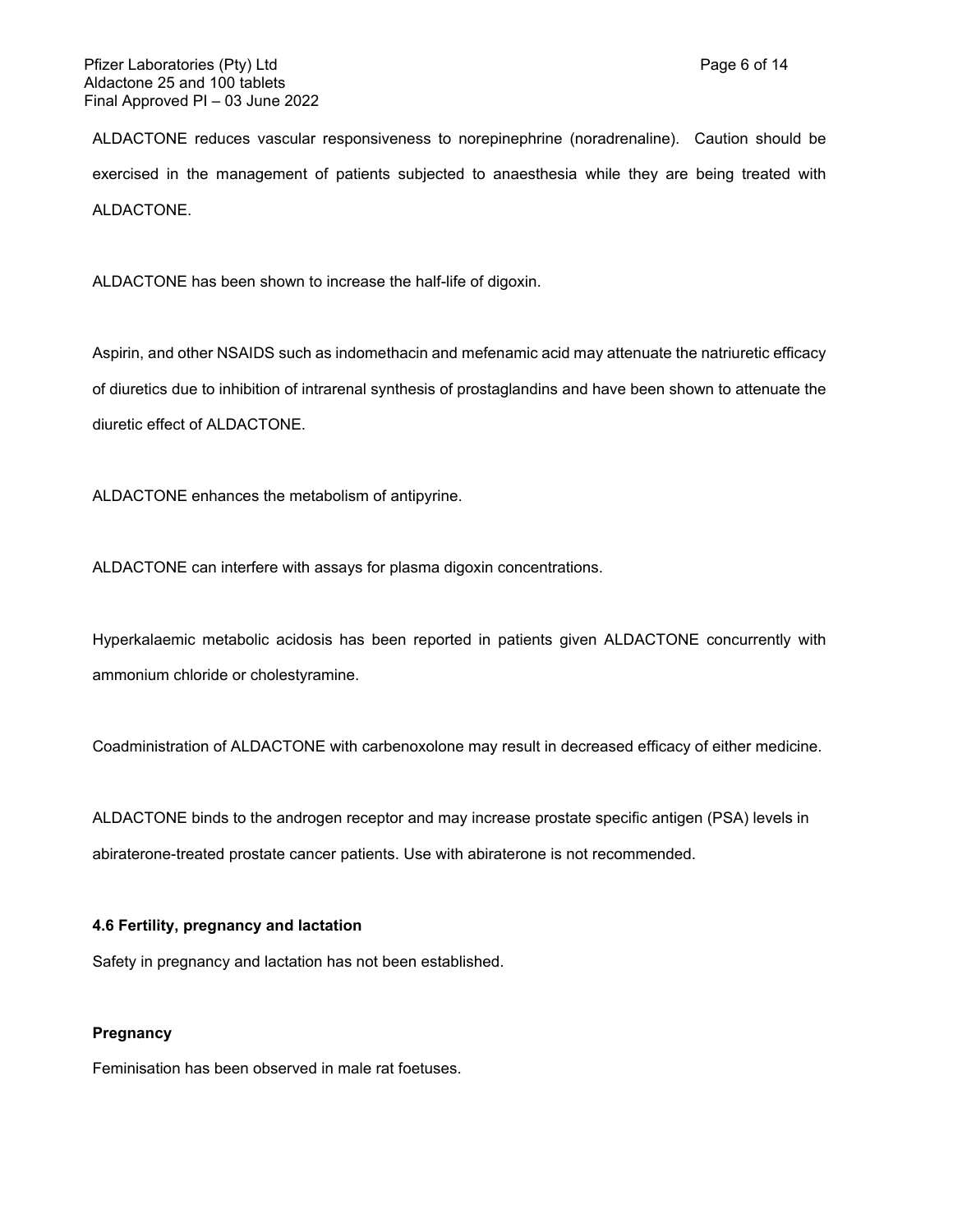ALDACTONE reduces vascular responsiveness to norepinephrine (noradrenaline). Caution should be exercised in the management of patients subjected to anaesthesia while they are being treated with ALDACTONE.

ALDACTONE has been shown to increase the half-life of digoxin.

Aspirin, and other NSAIDS such as indomethacin and mefenamic acid may attenuate the natriuretic efficacy of diuretics due to inhibition of intrarenal synthesis of prostaglandins and have been shown to attenuate the diuretic effect of ALDACTONE.

ALDACTONE enhances the metabolism of antipyrine.

ALDACTONE can interfere with assays for plasma digoxin concentrations.

Hyperkalaemic metabolic acidosis has been reported in patients given ALDACTONE concurrently with ammonium chloride or cholestyramine.

Coadministration of ALDACTONE with carbenoxolone may result in decreased efficacy of either medicine.

ALDACTONE binds to the androgen receptor and may increase prostate specific antigen (PSA) levels in abiraterone-treated prostate cancer patients. Use with abiraterone is not recommended.

**4.6 Fertility, pregnancy and lactation**

Safety in pregnancy and lactation has not been established.

**Pregnancy**

Feminisation has been observed in male rat foetuses.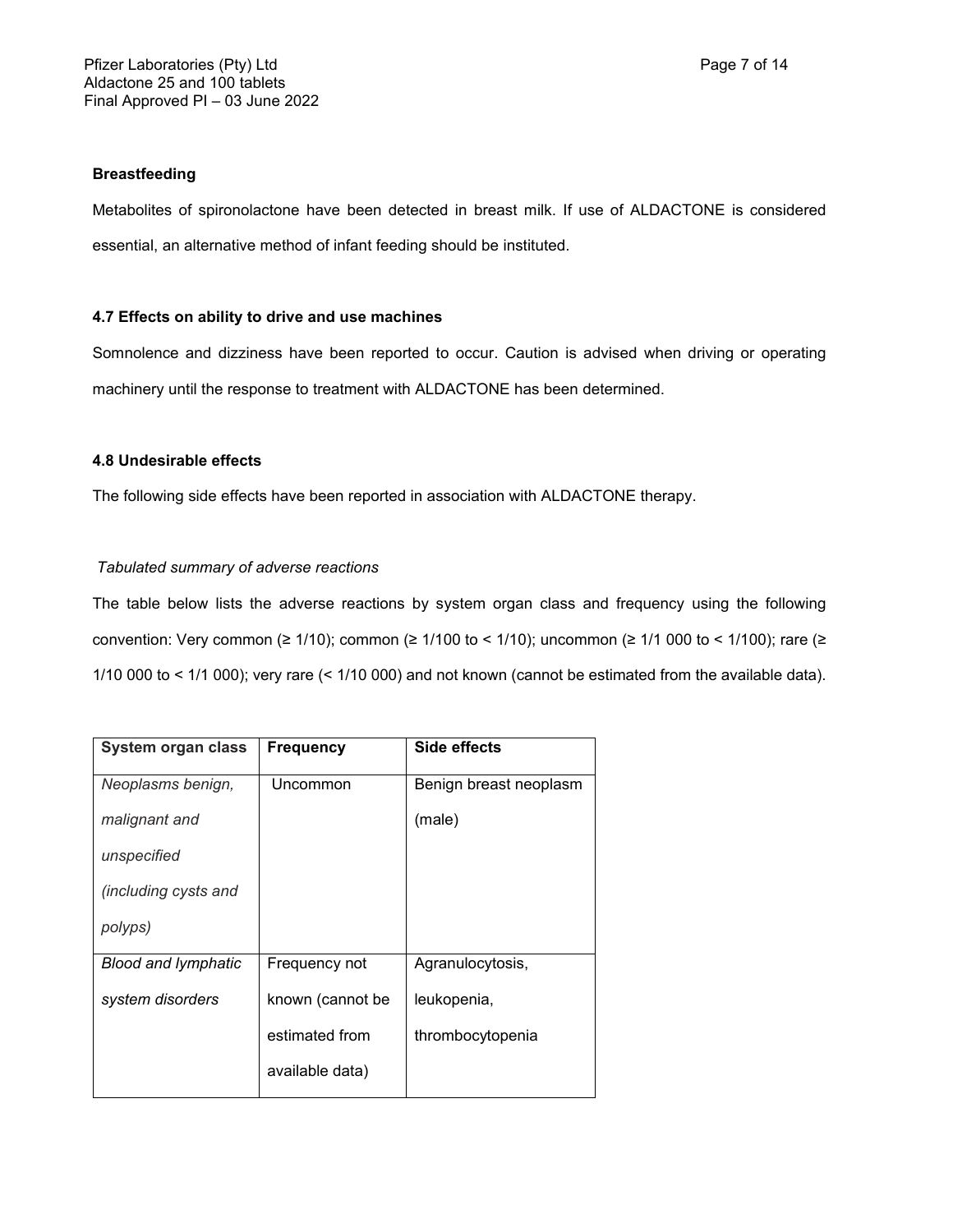**Breastfeeding**

Metabolites of spironolactone have been detected in breast milk. If use of ALDACTONE is considered essential, an alternative method of infant feeding should be instituted.

### 4.7 Effects on ability to drive and use machines

Somnolence and dizziness have been reported to occur. Caution is advised when driving or operating machinery until the response to treatment with ALDACTONE has been determined.

### 4.8 Undesirable effects

The following side effects have been reported in association with ALDACTONE therapy.

*Tabulated summary of adverse reactions*

The table below lists the adverse reactions by system organ class and frequency using the following convention: Very common (≥ 1/10); common (≥ 1/100 to < 1/10); uncommon (≥ 1/1 000 to < 1/100); rare (≥ 1/10 000 to < 1/1 000); very rare (< 1/10 000) and not known (cannot be estimated from the available data).

| System organ class | Frequency | Side effects |
|---|---|---|
| *Neoplasms benign, malignant and unspecified (including cysts and polyps)* | Uncommon | Benign breast neoplasm (male) |
| *Blood and lymphatic system disorders* | Frequency not known (cannot be estimated from available data) | Agranulocytosis, leukopenia, thrombocytopenia |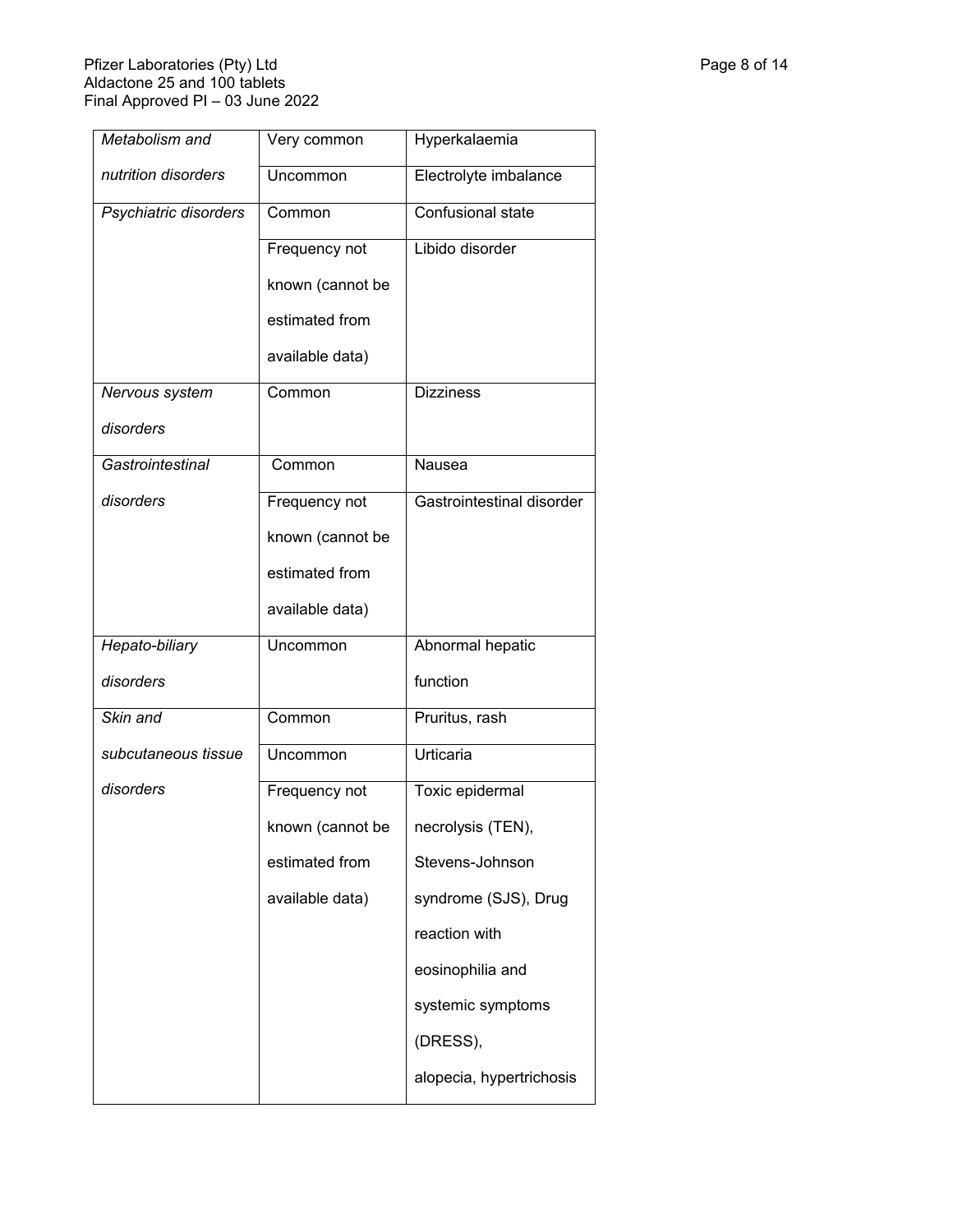| *Metabolism and nutrition disorders* | Very common | Hyperkalaemia |
|---|---|---|
| | Uncommon | Electrolyte imbalance |
| *Psychiatric disorders* | Common | Confusional state |
| | Frequency not known (cannot be estimated from available data) | Libido disorder |
| *Nervous system disorders* | Common | Dizziness |
| *Gastrointestinal disorders* | Common | Nausea |
| | Frequency not known (cannot be estimated from available data) | Gastrointestinal disorder |
| *Hepato-biliary disorders* | Uncommon | Abnormal hepatic function |
| *Skin and subcutaneous tissue disorders* | Common | Pruritus, rash |
| | Uncommon | Urticaria |
| | Frequency not known (cannot be estimated from available data) | Toxic epidermal necrolysis (TEN), Stevens-Johnson syndrome (SJS), Drug reaction with eosinophilia and systemic symptoms (DRESS), alopecia, hypertrichosis |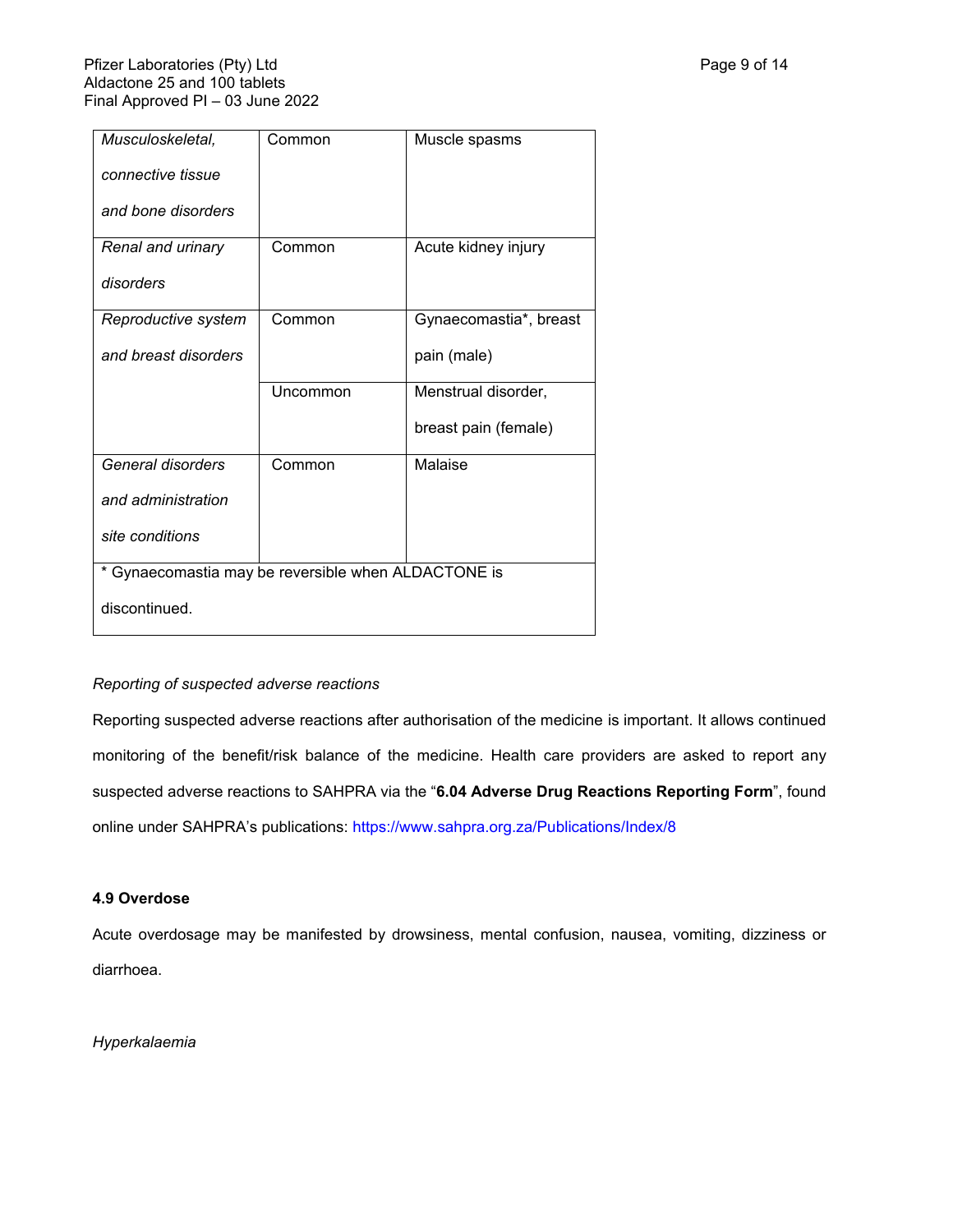| | | |
|---|---|---|
| *Musculoskeletal, connective tissue and bone disorders* | Common | Muscle spasms |
| *Renal and urinary disorders* | Common | Acute kidney injury |
| *Reproductive system and breast disorders* | Common | Gynaecomastia*, breast pain (male) |
| | Uncommon | Menstrual disorder, breast pain (female) |
| *General disorders and administration site conditions* | Common | Malaise |
| * Gynaecomastia may be reversible when ALDACTONE is discontinued. | | |

*Reporting of suspected adverse reactions*

Reporting suspected adverse reactions after authorisation of the medicine is important. It allows continued monitoring of the benefit/risk balance of the medicine. Health care providers are asked to report any suspected adverse reactions to SAHPRA via the "**6.04 Adverse Drug Reactions Reporting Form**", found online under SAHPRA's publications: https://www.sahpra.org.za/Publications/Index/8

**4.9 Overdose**

Acute overdosage may be manifested by drowsiness, mental confusion, nausea, vomiting, dizziness or diarrhoea.

*Hyperkalaemia*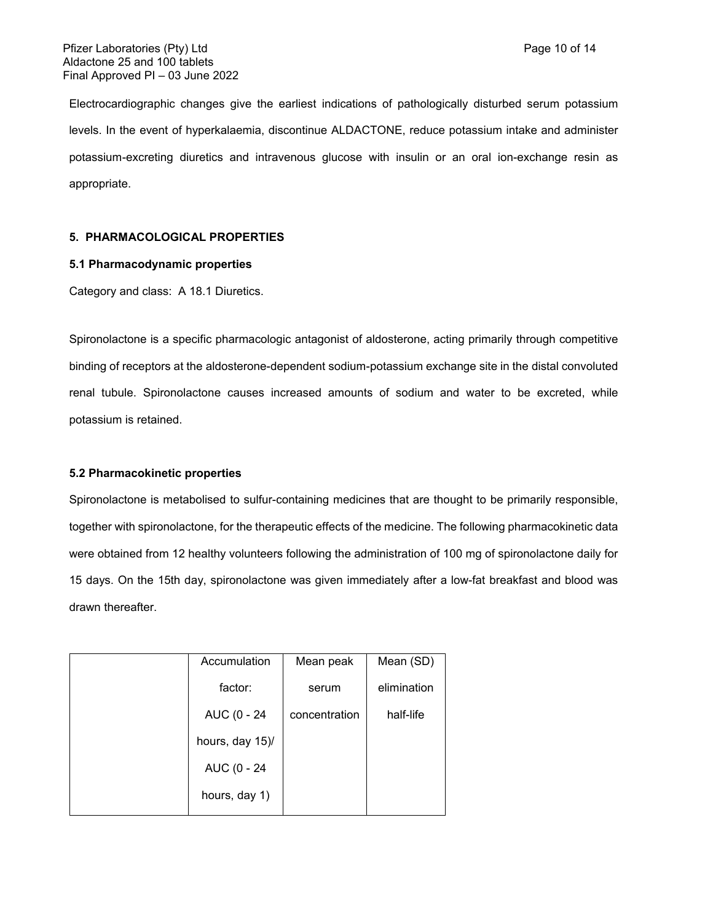Electrocardiographic changes give the earliest indications of pathologically disturbed serum potassium levels. In the event of hyperkalaemia, discontinue ALDACTONE, reduce potassium intake and administer potassium-excreting diuretics and intravenous glucose with insulin or an oral ion-exchange resin as appropriate.

## 5. PHARMACOLOGICAL PROPERTIES

### 5.1 Pharmacodynamic properties

Category and class: A 18.1 Diuretics.

Spironolactone is a specific pharmacologic antagonist of aldosterone, acting primarily through competitive binding of receptors at the aldosterone-dependent sodium-potassium exchange site in the distal convoluted renal tubule. Spironolactone causes increased amounts of sodium and water to be excreted, while potassium is retained.

### 5.2 Pharmacokinetic properties

Spironolactone is metabolised to sulfur-containing medicines that are thought to be primarily responsible, together with spironolactone, for the therapeutic effects of the medicine. The following pharmacokinetic data were obtained from 12 healthy volunteers following the administration of 100 mg of spironolactone daily for 15 days. On the 15th day, spironolactone was given immediately after a low-fat breakfast and blood was drawn thereafter.

| | Accumulation factor: AUC (0 - 24 hours, day 15)/ AUC (0 - 24 hours, day 1) | Mean peak serum concentration | Mean (SD) elimination half-life |
|---|---|---|---|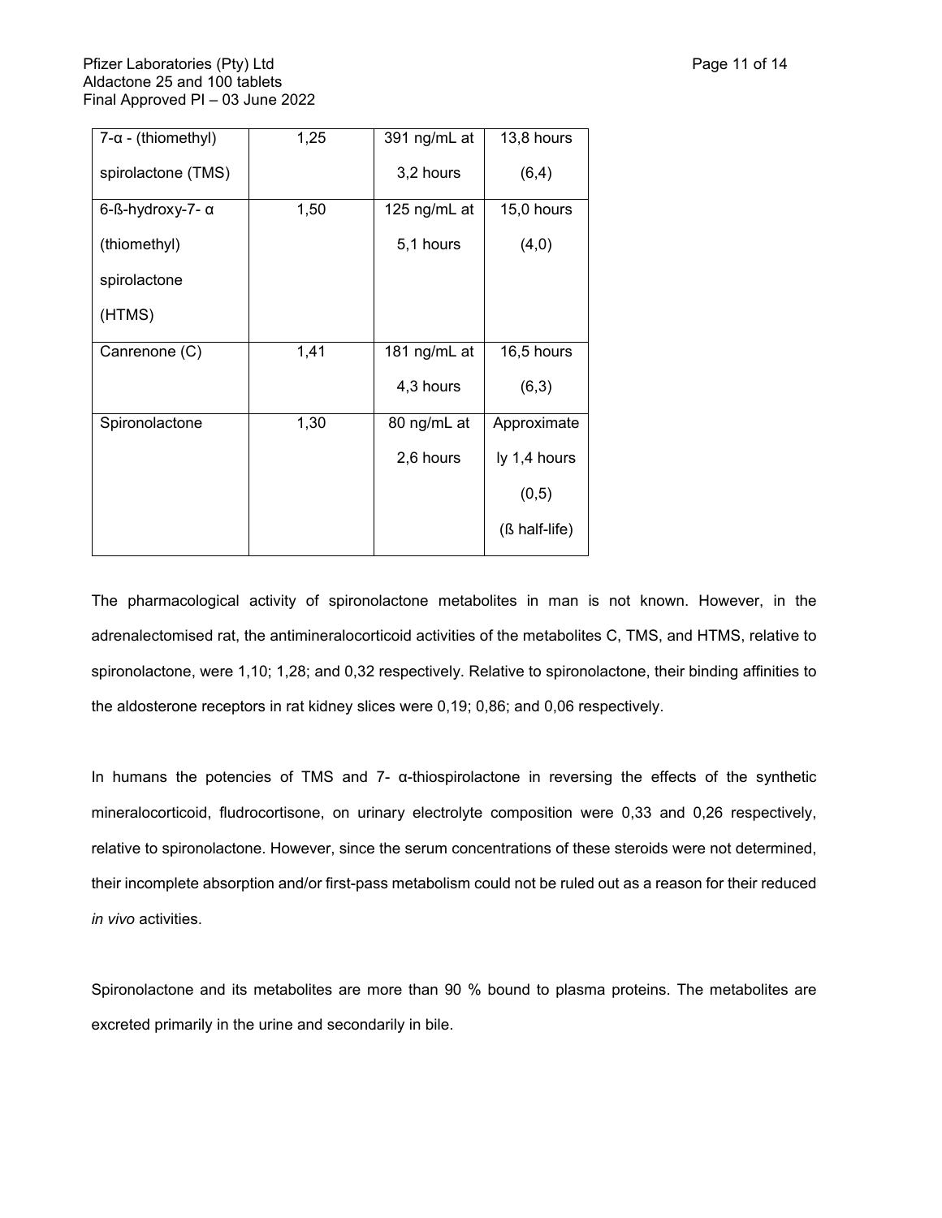| 7-α - (thiomethyl) spirolactone (TMS) | 1,25 | 391 ng/mL at 3,2 hours | 13,8 hours (6,4) |
|---|---|---|---|
| 6-ß-hydroxy-7- α (thiomethyl) spirolactone (HTMS) | 1,50 | 125 ng/mL at 5,1 hours | 15,0 hours (4,0) |
| Canrenone (C) | 1,41 | 181 ng/mL at 4,3 hours | 16,5 hours (6,3) |
| Spironolactone | 1,30 | 80 ng/mL at 2,6 hours | Approximately 1,4 hours (0,5) (ß half-life) |

The pharmacological activity of spironolactone metabolites in man is not known. However, in the adrenalectomised rat, the antimineralocorticoid activities of the metabolites C, TMS, and HTMS, relative to spironolactone, were 1,10; 1,28; and 0,32 respectively. Relative to spironolactone, their binding affinities to the aldosterone receptors in rat kidney slices were 0,19; 0,86; and 0,06 respectively.

In humans the potencies of TMS and 7- α-thiospirolactone in reversing the effects of the synthetic mineralocorticoid, fludrocortisone, on urinary electrolyte composition were 0,33 and 0,26 respectively, relative to spironolactone. However, since the serum concentrations of these steroids were not determined, their incomplete absorption and/or first-pass metabolism could not be ruled out as a reason for their reduced *in vivo* activities.

Spironolactone and its metabolites are more than 90 % bound to plasma proteins. The metabolites are excreted primarily in the urine and secondarily in bile.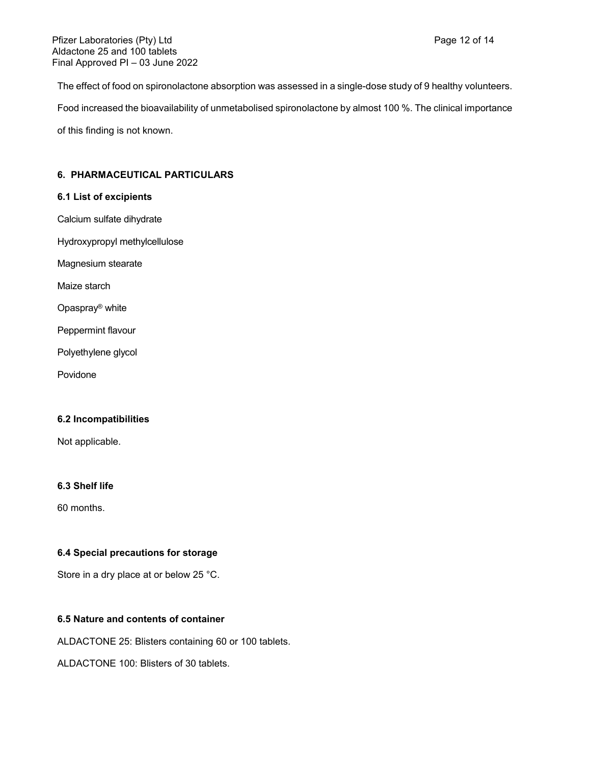The effect of food on spironolactone absorption was assessed in a single-dose study of 9 healthy volunteers. Food increased the bioavailability of unmetabolised spironolactone by almost 100 %. The clinical importance of this finding is not known.

## 6. PHARMACEUTICAL PARTICULARS

### 6.1 List of excipients

Calcium sulfate dihydrate

Hydroxypropyl methylcellulose

Magnesium stearate

Maize starch

Opaspray® white

Peppermint flavour

Polyethylene glycol

Povidone

### 6.2 Incompatibilities

Not applicable.

### 6.3 Shelf life

60 months.

### 6.4 Special precautions for storage

Store in a dry place at or below 25 °C.

### 6.5 Nature and contents of container

ALDACTONE 25: Blisters containing 60 or 100 tablets.

ALDACTONE 100: Blisters of 30 tablets.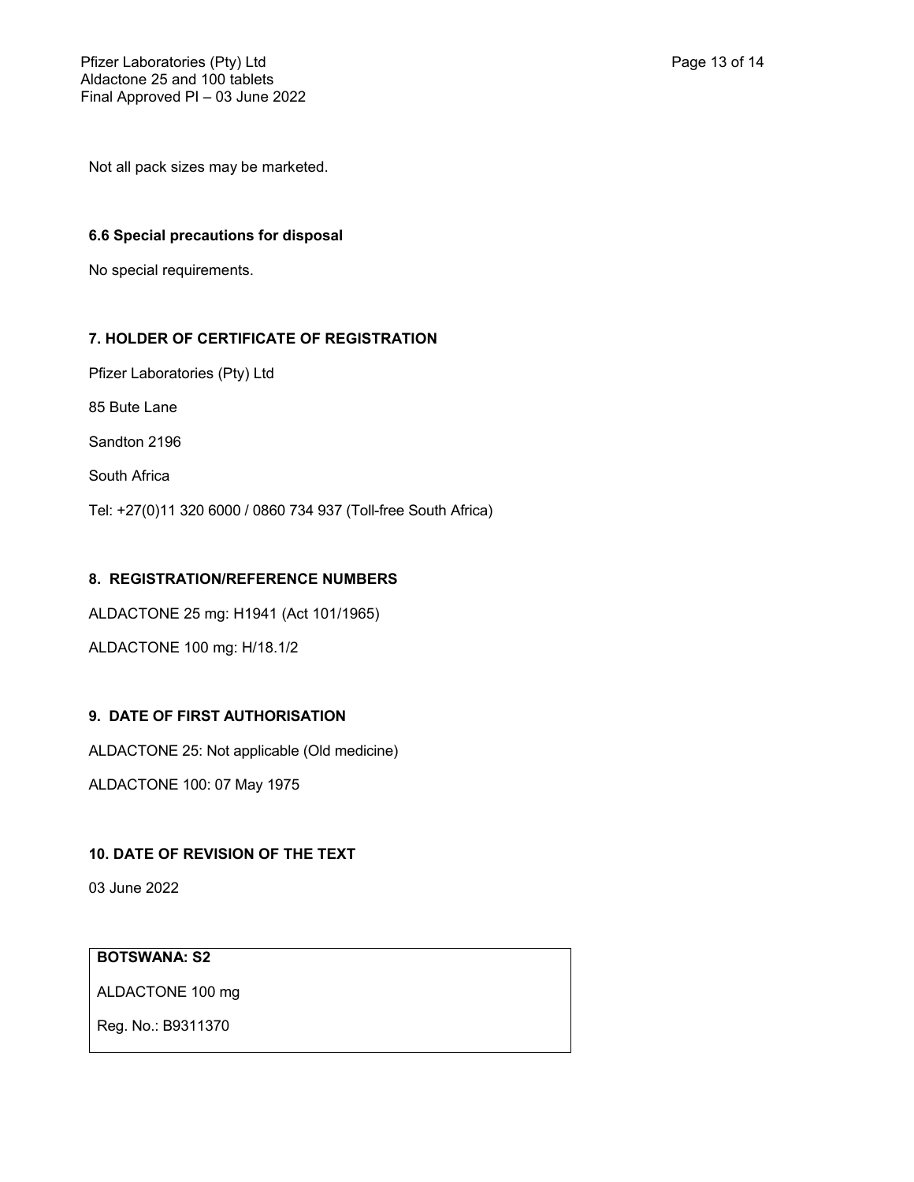Not all pack sizes may be marketed.

### 6.6 Special precautions for disposal

No special requirements.

## 7. HOLDER OF CERTIFICATE OF REGISTRATION

Pfizer Laboratories (Pty) Ltd

85 Bute Lane

Sandton 2196

South Africa

Tel: +27(0)11 320 6000 / 0860 734 937 (Toll-free South Africa)

## 8. REGISTRATION/REFERENCE NUMBERS

ALDACTONE 25 mg: H1941 (Act 101/1965)

ALDACTONE 100 mg: H/18.1/2

## 9. DATE OF FIRST AUTHORISATION

ALDACTONE 25: Not applicable (Old medicine)

ALDACTONE 100: 07 May 1975

## 10. DATE OF REVISION OF THE TEXT

03 June 2022

| **BOTSWANA: S2** |
| --- |
| ALDACTONE 100 mg |
| Reg. No.: B9311370 |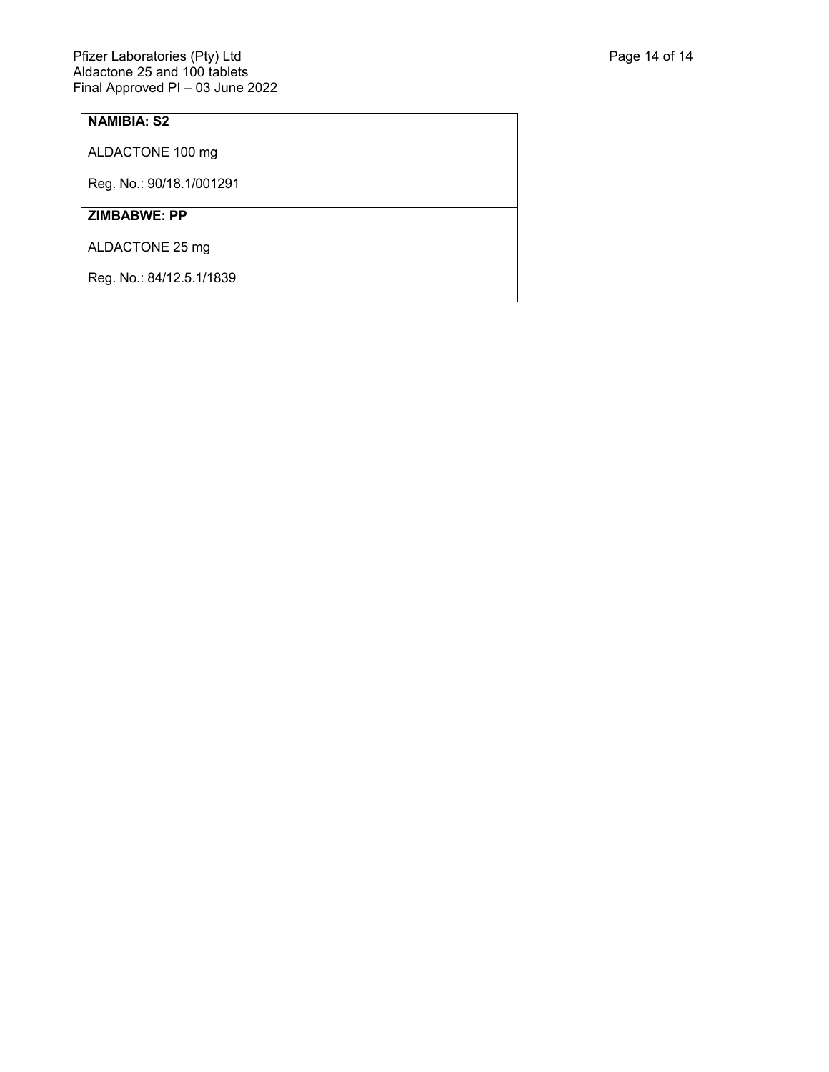**NAMIBIA: S2**

ALDACTONE 100 mg

Reg. No.: 90/18.1/001291

**ZIMBABWE: PP**

ALDACTONE 25 mg

Reg. No.: 84/12.5.1/1839